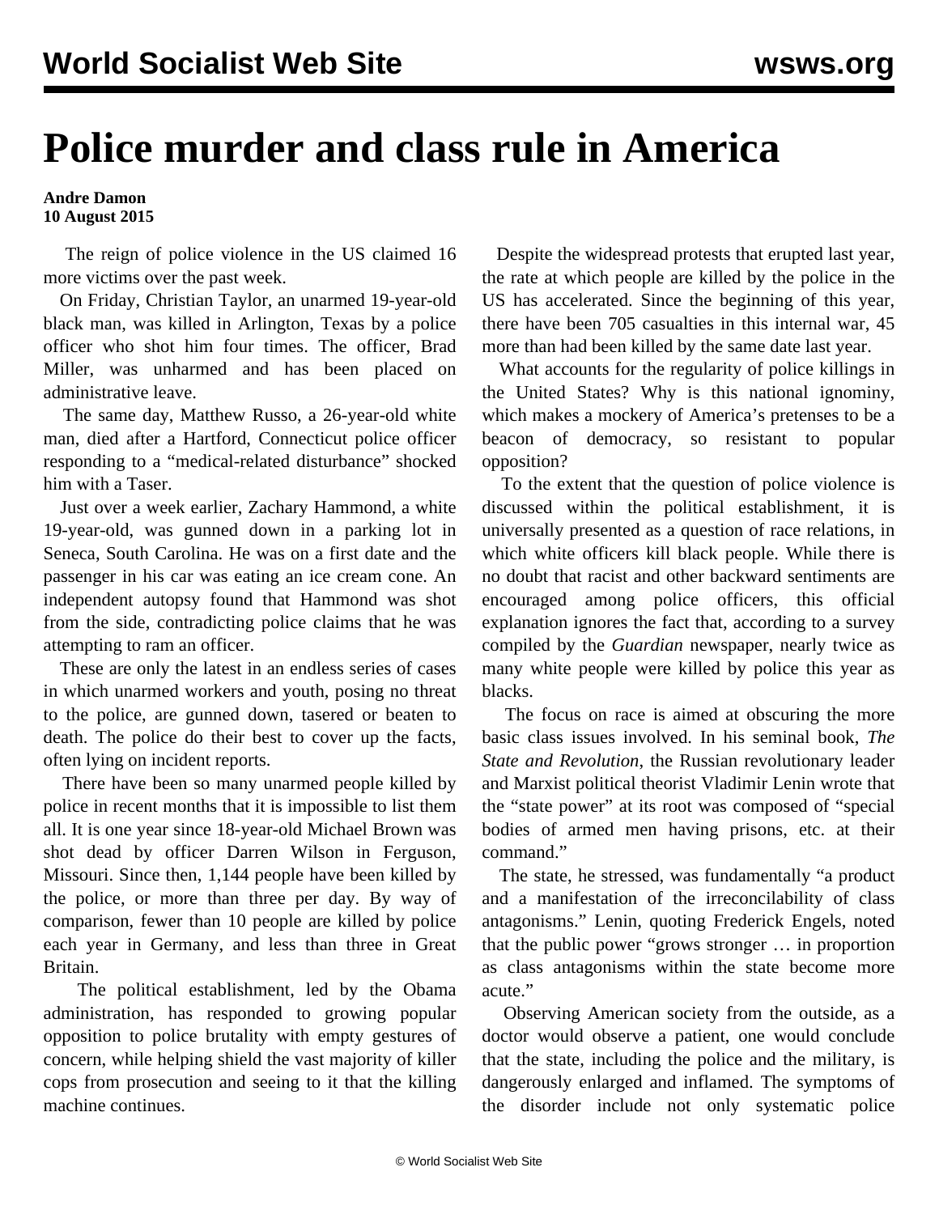# Police murder and class rule in America

**Andre Damon**
**10 August 2015**

The reign of police violence in the US claimed 16 more victims over the past week.

On Friday, Christian Taylor, an unarmed 19-year-old black man, was killed in Arlington, Texas by a police officer who shot him four times. The officer, Brad Miller, was unharmed and has been placed on administrative leave.

The same day, Matthew Russo, a 26-year-old white man, died after a Hartford, Connecticut police officer responding to a "medical-related disturbance" shocked him with a Taser.

Just over a week earlier, Zachary Hammond, a white 19-year-old, was gunned down in a parking lot in Seneca, South Carolina. He was on a first date and the passenger in his car was eating an ice cream cone. An independent autopsy found that Hammond was shot from the side, contradicting police claims that he was attempting to ram an officer.

These are only the latest in an endless series of cases in which unarmed workers and youth, posing no threat to the police, are gunned down, tasered or beaten to death. The police do their best to cover up the facts, often lying on incident reports.

There have been so many unarmed people killed by police in recent months that it is impossible to list them all. It is one year since 18-year-old Michael Brown was shot dead by officer Darren Wilson in Ferguson, Missouri. Since then, 1,144 people have been killed by the police, or more than three per day. By way of comparison, fewer than 10 people are killed by police each year in Germany, and less than three in Great Britain.

The political establishment, led by the Obama administration, has responded to growing popular opposition to police brutality with empty gestures of concern, while helping shield the vast majority of killer cops from prosecution and seeing to it that the killing machine continues.

Despite the widespread protests that erupted last year, the rate at which people are killed by the police in the US has accelerated. Since the beginning of this year, there have been 705 casualties in this internal war, 45 more than had been killed by the same date last year.

What accounts for the regularity of police killings in the United States? Why is this national ignominy, which makes a mockery of America's pretenses to be a beacon of democracy, so resistant to popular opposition?

To the extent that the question of police violence is discussed within the political establishment, it is universally presented as a question of race relations, in which white officers kill black people. While there is no doubt that racist and other backward sentiments are encouraged among police officers, this official explanation ignores the fact that, according to a survey compiled by the *Guardian* newspaper, nearly twice as many white people were killed by police this year as blacks.

The focus on race is aimed at obscuring the more basic class issues involved. In his seminal book, *The State and Revolution*, the Russian revolutionary leader and Marxist political theorist Vladimir Lenin wrote that the "state power" at its root was composed of "special bodies of armed men having prisons, etc. at their command."

The state, he stressed, was fundamentally "a product and a manifestation of the irreconcilability of class antagonisms." Lenin, quoting Frederick Engels, noted that the public power "grows stronger … in proportion as class antagonisms within the state become more acute."

Observing American society from the outside, as a doctor would observe a patient, one would conclude that the state, including the police and the military, is dangerously enlarged and inflamed. The symptoms of the disorder include not only systematic police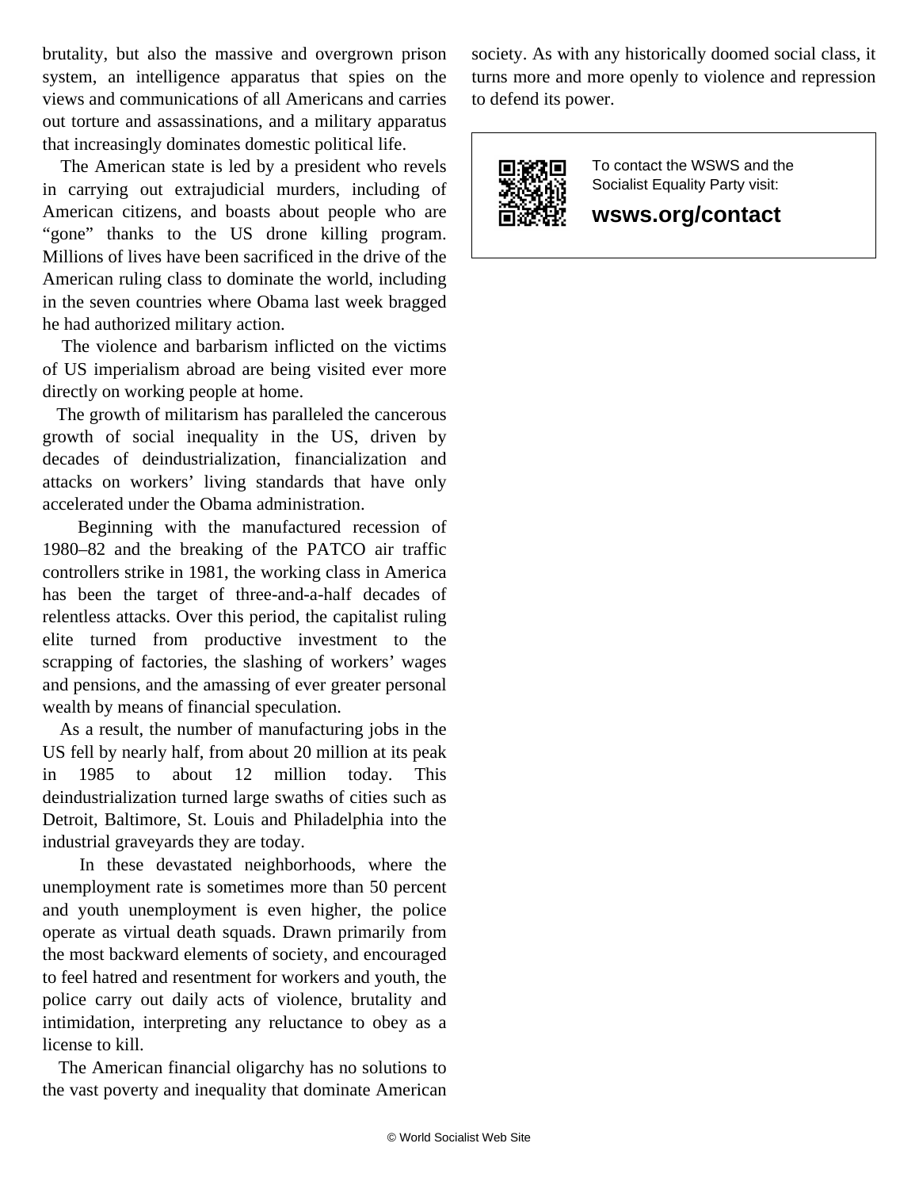brutality, but also the massive and overgrown prison system, an intelligence apparatus that spies on the views and communications of all Americans and carries out torture and assassinations, and a military apparatus that increasingly dominates domestic political life.

The American state is led by a president who revels in carrying out extrajudicial murders, including of American citizens, and boasts about people who are "gone" thanks to the US drone killing program. Millions of lives have been sacrificed in the drive of the American ruling class to dominate the world, including in the seven countries where Obama last week bragged he had authorized military action.

The violence and barbarism inflicted on the victims of US imperialism abroad are being visited ever more directly on working people at home.

The growth of militarism has paralleled the cancerous growth of social inequality in the US, driven by decades of deindustrialization, financialization and attacks on workers' living standards that have only accelerated under the Obama administration.

Beginning with the manufactured recession of 1980–82 and the breaking of the PATCO air traffic controllers strike in 1981, the working class in America has been the target of three-and-a-half decades of relentless attacks. Over this period, the capitalist ruling elite turned from productive investment to the scrapping of factories, the slashing of workers' wages and pensions, and the amassing of ever greater personal wealth by means of financial speculation.

As a result, the number of manufacturing jobs in the US fell by nearly half, from about 20 million at its peak in 1985 to about 12 million today. This deindustrialization turned large swaths of cities such as Detroit, Baltimore, St. Louis and Philadelphia into the industrial graveyards they are today.

In these devastated neighborhoods, where the unemployment rate is sometimes more than 50 percent and youth unemployment is even higher, the police operate as virtual death squads. Drawn primarily from the most backward elements of society, and encouraged to feel hatred and resentment for workers and youth, the police carry out daily acts of violence, brutality and intimidation, interpreting any reluctance to obey as a license to kill.

The American financial oligarchy has no solutions to the vast poverty and inequality that dominate American society. As with any historically doomed social class, it turns more and more openly to violence and repression to defend its power.

To contact the WSWS and the Socialist Equality Party visit:

**wsws.org/contact**